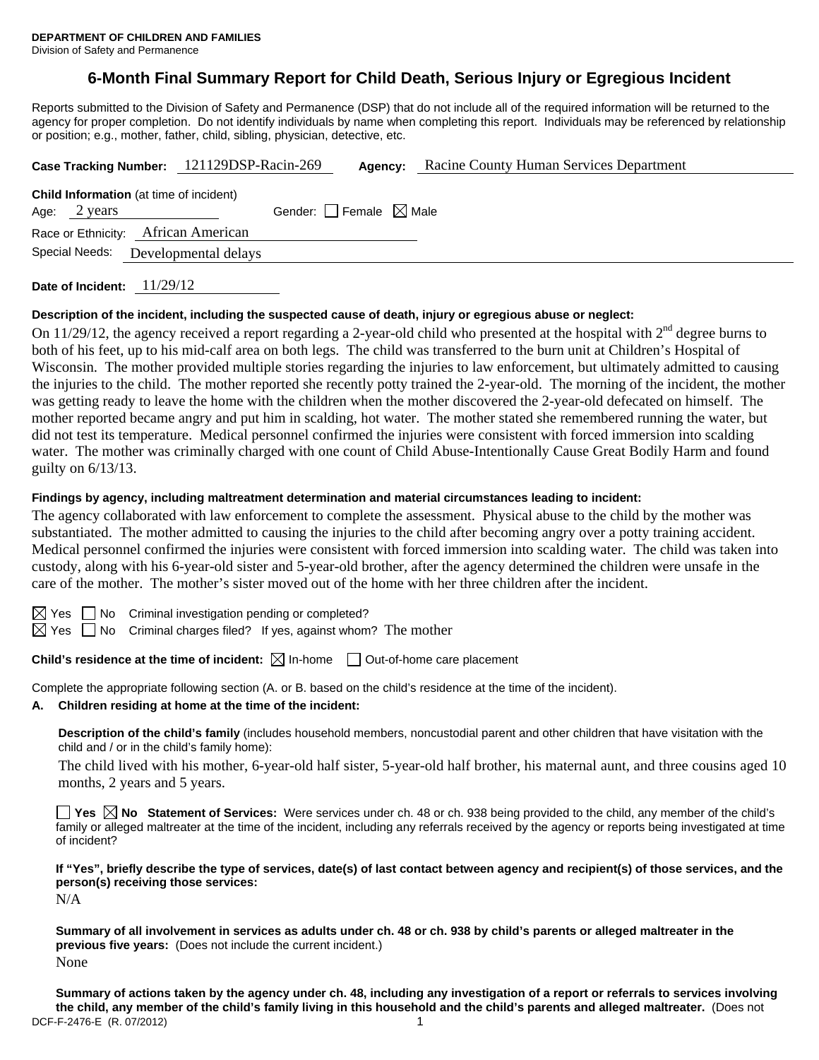**DEPARTMENT OF CHILDREN AND FAMILIES**
Division of Safety and Permanence

# 6-Month Final Summary Report for Child Death, Serious Injury or Egregious Incident

Reports submitted to the Division of Safety and Permanence (DSP) that do not include all of the required information will be returned to the agency for proper completion. Do not identify individuals by name when completing this report. Individuals may be referenced by relationship or position; e.g., mother, father, child, sibling, physician, detective, etc.

**Case Tracking Number:** 121129DSP-Racin-269 **Agency:** Racine County Human Services Department

**Child Information** (at time of incident)
Age: 2 years Gender: ☐ Female ☒ Male
Race or Ethnicity: African American
Special Needs: Developmental delays

**Date of Incident:** 11/29/12

**Description of the incident, including the suspected cause of death, injury or egregious abuse or neglect:**

On 11/29/12, the agency received a report regarding a 2-year-old child who presented at the hospital with 2nd degree burns to both of his feet, up to his mid-calf area on both legs. The child was transferred to the burn unit at Children's Hospital of Wisconsin. The mother provided multiple stories regarding the injuries to law enforcement, but ultimately admitted to causing the injuries to the child. The mother reported she recently potty trained the 2-year-old. The morning of the incident, the mother was getting ready to leave the home with the children when the mother discovered the 2-year-old defecated on himself. The mother reported became angry and put him in scalding, hot water. The mother stated she remembered running the water, but did not test its temperature. Medical personnel confirmed the injuries were consistent with forced immersion into scalding water. The mother was criminally charged with one count of Child Abuse-Intentionally Cause Great Bodily Harm and found guilty on 6/13/13.

**Findings by agency, including maltreatment determination and material circumstances leading to incident:**

The agency collaborated with law enforcement to complete the assessment. Physical abuse to the child by the mother was substantiated. The mother admitted to causing the injuries to the child after becoming angry over a potty training accident. Medical personnel confirmed the injuries were consistent with forced immersion into scalding water. The child was taken into custody, along with his 6-year-old sister and 5-year-old brother, after the agency determined the children were unsafe in the care of the mother. The mother's sister moved out of the home with her three children after the incident.

☒ Yes ☐ No Criminal investigation pending or completed?
☒ Yes ☐ No Criminal charges filed? If yes, against whom? The mother

**Child's residence at the time of incident:** ☒ In-home ☐ Out-of-home care placement

Complete the appropriate following section (A. or B. based on the child's residence at the time of the incident).

**A. Children residing at home at the time of the incident:**

**Description of the child's family** (includes household members, noncustodial parent and other children that have visitation with the child and / or in the child's family home):

The child lived with his mother, 6-year-old half sister, 5-year-old half brother, his maternal aunt, and three cousins aged 10 months, 2 years and 5 years.

☐ **Yes** ☒ **No Statement of Services:** Were services under ch. 48 or ch. 938 being provided to the child, any member of the child's family or alleged maltreater at the time of the incident, including any referrals received by the agency or reports being investigated at time of incident?

**If "Yes", briefly describe the type of services, date(s) of last contact between agency and recipient(s) of those services, and the person(s) receiving those services:**

N/A

**Summary of all involvement in services as adults under ch. 48 or ch. 938 by child's parents or alleged maltreater in the previous five years:** (Does not include the current incident.)

None

**Summary of actions taken by the agency under ch. 48, including any investigation of a report or referrals to services involving the child, any member of the child's family living in this household and the child's parents and alleged maltreater.** (Does not

DCF-F-2476-E (R. 07/2012)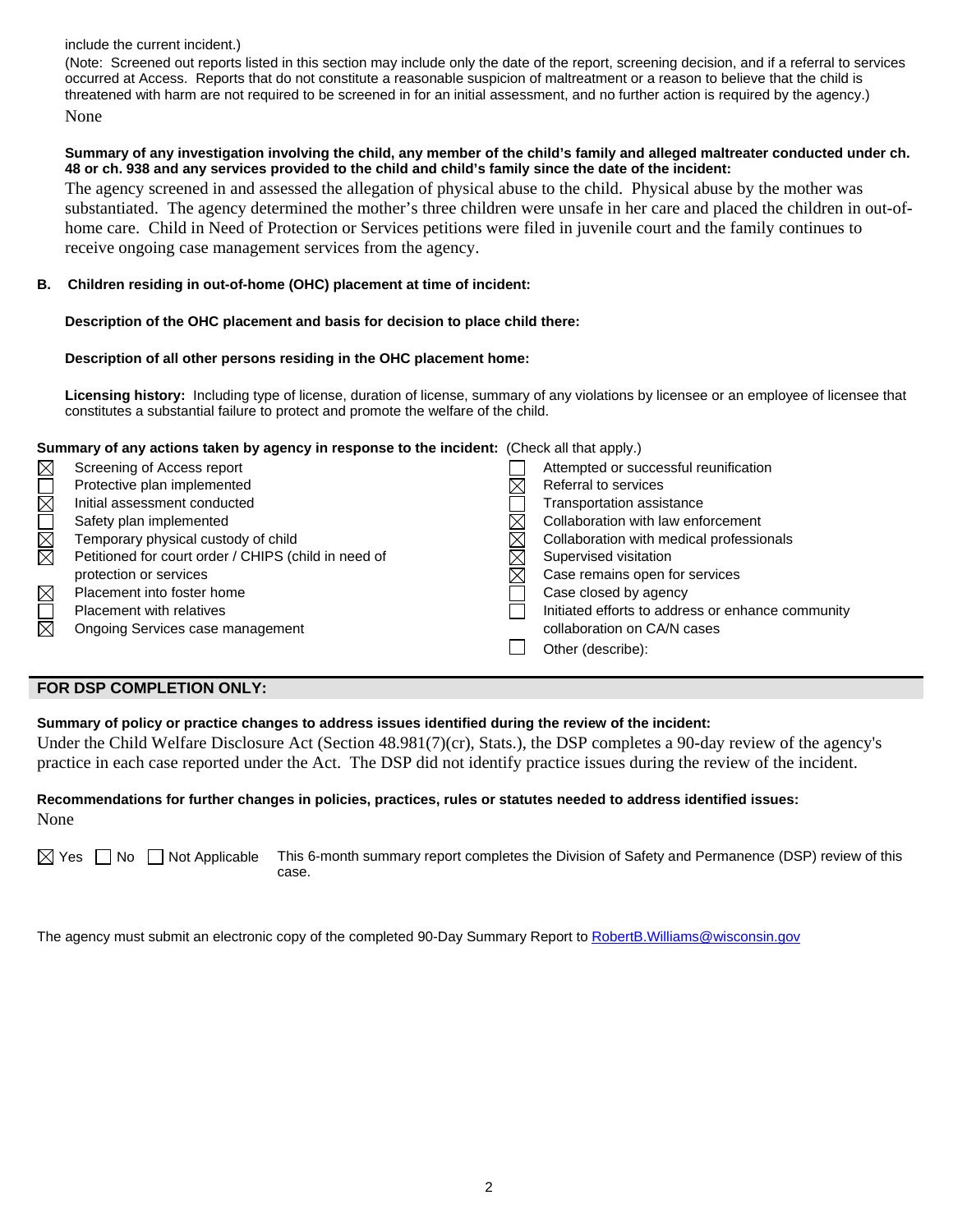include the current incident.)

(Note: Screened out reports listed in this section may include only the date of the report, screening decision, and if a referral to services occurred at Access. Reports that do not constitute a reasonable suspicion of maltreatment or a reason to believe that the child is threatened with harm are not required to be screened in for an initial assessment, and no further action is required by the agency.)

None

**Summary of any investigation involving the child, any member of the child's family and alleged maltreater conducted under ch. 48 or ch. 938 and any services provided to the child and child's family since the date of the incident:**

The agency screened in and assessed the allegation of physical abuse to the child. Physical abuse by the mother was substantiated. The agency determined the mother's three children were unsafe in her care and placed the children in out-of-home care. Child in Need of Protection or Services petitions were filed in juvenile court and the family continues to receive ongoing case management services from the agency.

**B. Children residing in out-of-home (OHC) placement at time of incident:**

**Description of the OHC placement and basis for decision to place child there:**

**Description of all other persons residing in the OHC placement home:**

**Licensing history:** Including type of license, duration of license, summary of any violations by licensee or an employee of licensee that constitutes a substantial failure to protect and promote the welfare of the child.

**Summary of any actions taken by agency in response to the incident:** (Check all that apply.)

| | | | |
|---|---|---|---|
| ☒ | Screening of Access report | ☐ | Attempted or successful reunification |
| ☐ | Protective plan implemented | ☒ | Referral to services |
| ☒ | Initial assessment conducted | ☐ | Transportation assistance |
| ☐ | Safety plan implemented | ☒ | Collaboration with law enforcement |
| ☒ | Temporary physical custody of child | ☒ | Collaboration with medical professionals |
| ☒ | Petitioned for court order / CHIPS (child in need of protection or services | ☒ | Supervised visitation |
| ☒ | Placement into foster home | ☒ | Case remains open for services |
| ☐ | Placement with relatives | ☐ | Case closed by agency |
| ☒ | Ongoing Services case management | ☐ | Initiated efforts to address or enhance community collaboration on CA/N cases |
| | | ☐ | Other (describe): |

## FOR DSP COMPLETION ONLY:

**Summary of policy or practice changes to address issues identified during the review of the incident:**

Under the Child Welfare Disclosure Act (Section 48.981(7)(cr), Stats.), the DSP completes a 90-day review of the agency's practice in each case reported under the Act. The DSP did not identify practice issues during the review of the incident.

**Recommendations for further changes in policies, practices, rules or statutes needed to address identified issues:**

None

☒ Yes ☐ No ☐ Not Applicable This 6-month summary report completes the Division of Safety and Permanence (DSP) review of this case.

The agency must submit an electronic copy of the completed 90-Day Summary Report to RobertB.Williams@wisconsin.gov